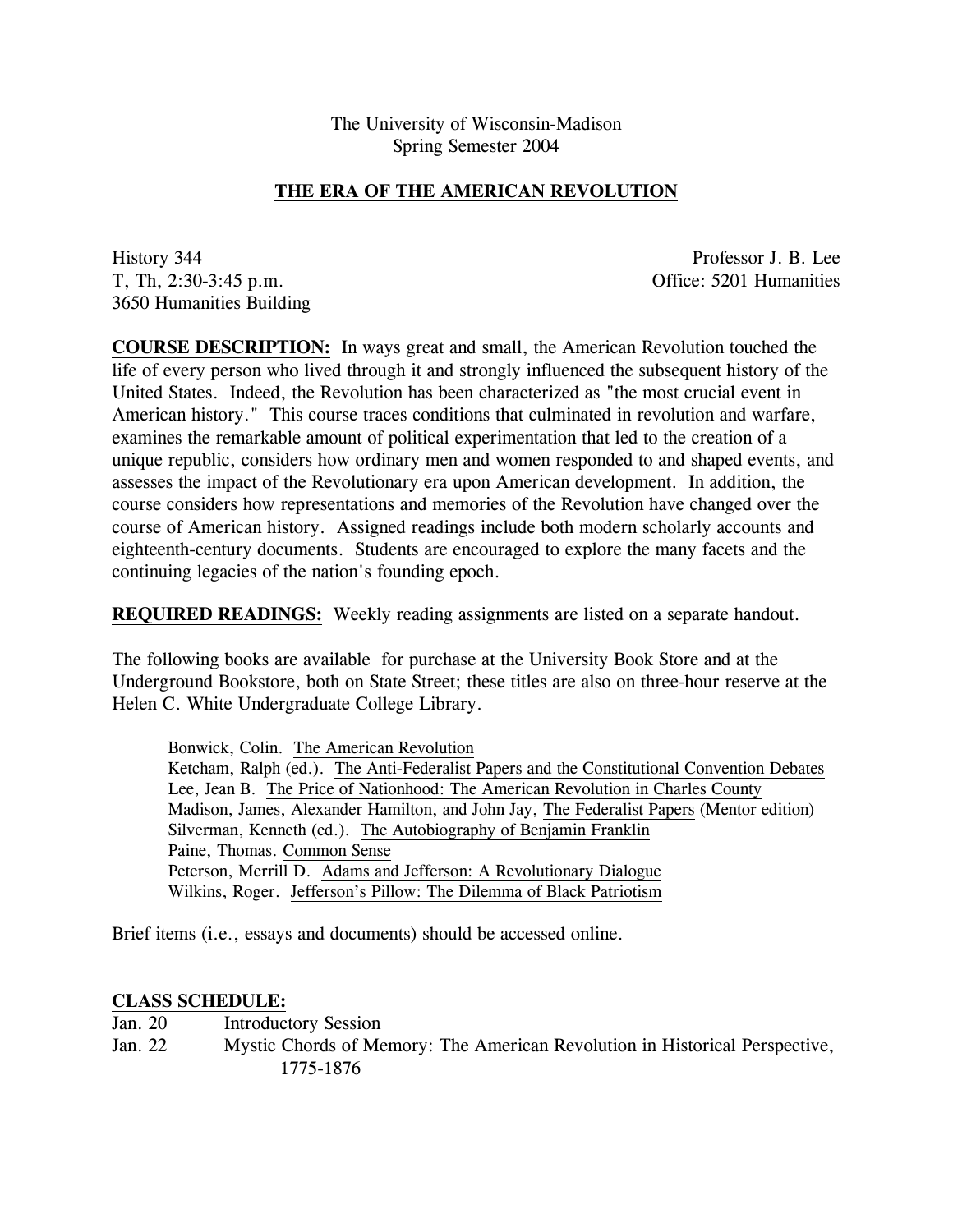The University of Wisconsin-Madison
Spring Semester 2004

# THE ERA OF THE AMERICAN REVOLUTION

History 344
T, Th, 2:30-3:45 p.m.
3650 Humanities Building

Professor J. B. Lee
Office: 5201 Humanities

**COURSE DESCRIPTION:** In ways great and small, the American Revolution touched the life of every person who lived through it and strongly influenced the subsequent history of the United States. Indeed, the Revolution has been characterized as "the most crucial event in American history." This course traces conditions that culminated in revolution and warfare, examines the remarkable amount of political experimentation that led to the creation of a unique republic, considers how ordinary men and women responded to and shaped events, and assesses the impact of the Revolutionary era upon American development. In addition, the course considers how representations and memories of the Revolution have changed over the course of American history. Assigned readings include both modern scholarly accounts and eighteenth-century documents. Students are encouraged to explore the many facets and the continuing legacies of the nation's founding epoch.

**REQUIRED READINGS:** Weekly reading assignments are listed on a separate handout.

The following books are available for purchase at the University Book Store and at the Underground Bookstore, both on State Street; these titles are also on three-hour reserve at the Helen C. White Undergraduate College Library.

- Bonwick, Colin. The American Revolution
- Ketcham, Ralph (ed.). The Anti-Federalist Papers and the Constitutional Convention Debates
- Lee, Jean B. The Price of Nationhood: The American Revolution in Charles County
- Madison, James, Alexander Hamilton, and John Jay, The Federalist Papers (Mentor edition)
- Silverman, Kenneth (ed.). The Autobiography of Benjamin Franklin
- Paine, Thomas. Common Sense
- Peterson, Merrill D. Adams and Jefferson: A Revolutionary Dialogue
- Wilkins, Roger. Jefferson's Pillow: The Dilemma of Black Patriotism

Brief items (i.e., essays and documents) should be accessed online.

**CLASS SCHEDULE:**

| | |
|---|---|
| Jan. 20 | Introductory Session |
| Jan. 22 | Mystic Chords of Memory: The American Revolution in Historical Perspective, 1775-1876 |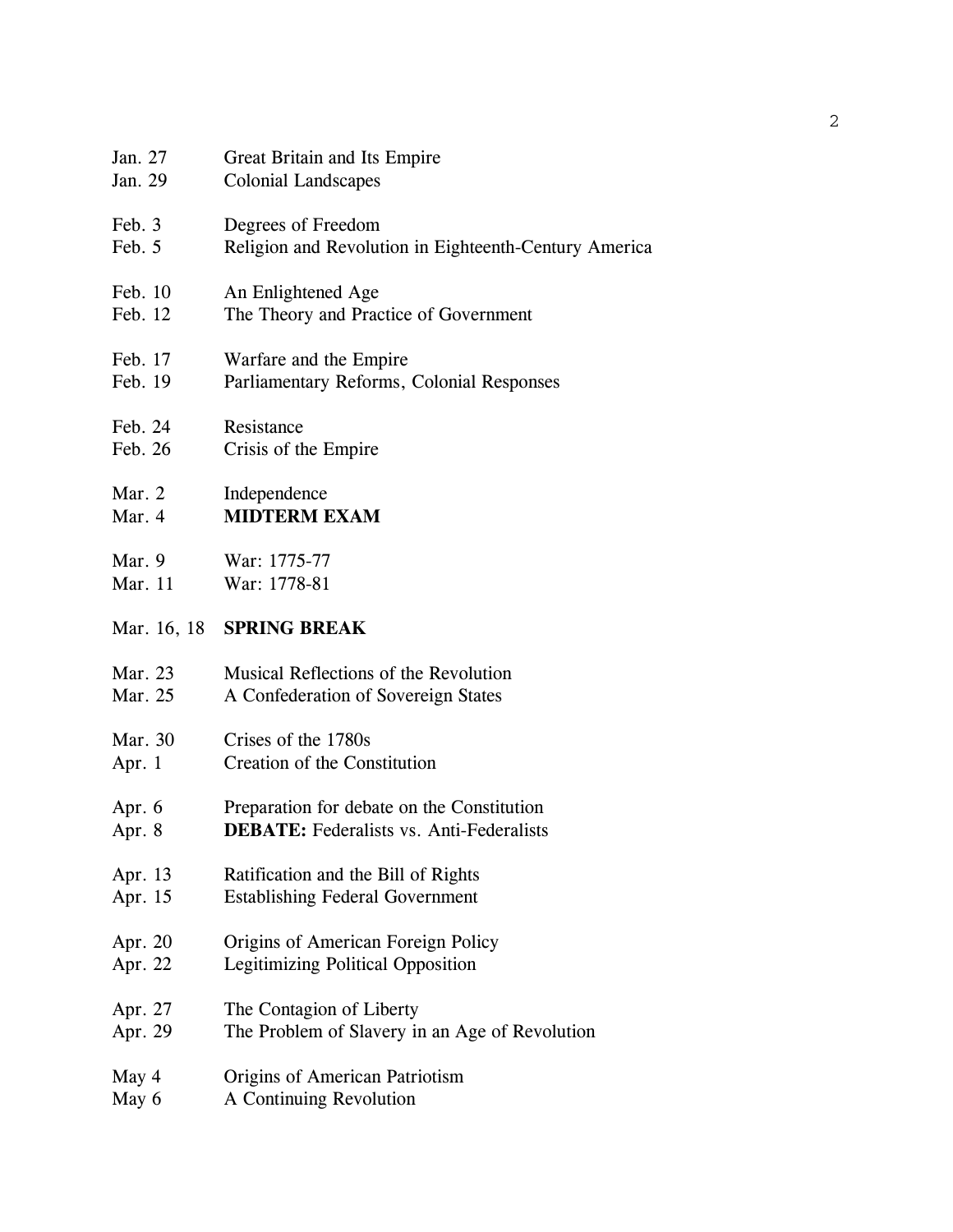| | |
|---|---|
| Jan. 27 | Great Britain and Its Empire |
| Jan. 29 | Colonial Landscapes |
| Feb. 3 | Degrees of Freedom |
| Feb. 5 | Religion and Revolution in Eighteenth-Century America |
| Feb. 10 | An Enlightened Age |
| Feb. 12 | The Theory and Practice of Government |
| Feb. 17 | Warfare and the Empire |
| Feb. 19 | Parliamentary Reforms, Colonial Responses |
| Feb. 24 | Resistance |
| Feb. 26 | Crisis of the Empire |
| Mar. 2 | Independence |
| Mar. 4 | **MIDTERM EXAM** |
| Mar. 9 | War: 1775-77 |
| Mar. 11 | War: 1778-81 |
| Mar. 16, 18 | **SPRING BREAK** |
| Mar. 23 | Musical Reflections of the Revolution |
| Mar. 25 | A Confederation of Sovereign States |
| Mar. 30 | Crises of the 1780s |
| Apr. 1 | Creation of the Constitution |
| Apr. 6 | Preparation for debate on the Constitution |
| Apr. 8 | **DEBATE:** Federalists vs. Anti-Federalists |
| Apr. 13 | Ratification and the Bill of Rights |
| Apr. 15 | Establishing Federal Government |
| Apr. 20 | Origins of American Foreign Policy |
| Apr. 22 | Legitimizing Political Opposition |
| Apr. 27 | The Contagion of Liberty |
| Apr. 29 | The Problem of Slavery in an Age of Revolution |
| May 4 | Origins of American Patriotism |
| May 6 | A Continuing Revolution |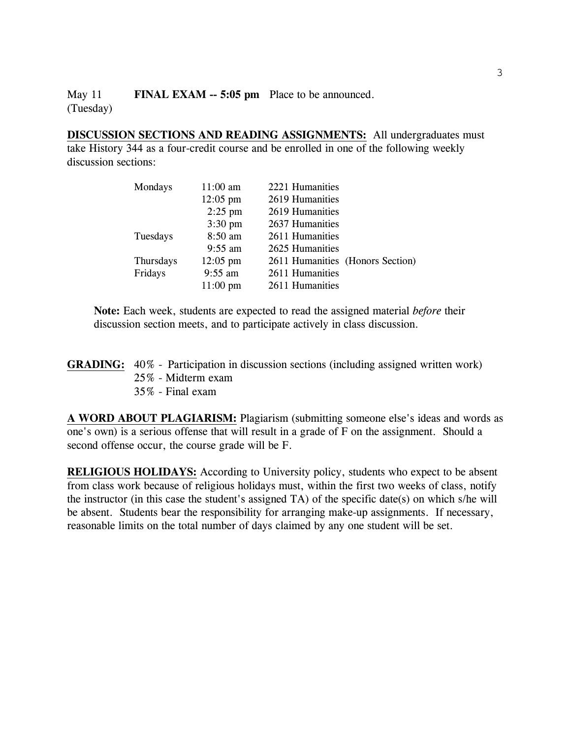May 11 (Tuesday) **FINAL EXAM -- 5:05 pm** Place to be announced.

**DISCUSSION SECTIONS AND READING ASSIGNMENTS:** All undergraduates must take History 344 as a four-credit course and be enrolled in one of the following weekly discussion sections:

| | | |
|---|---|---|
| Mondays | 11:00 am | 2221 Humanities |
| | 12:05 pm | 2619 Humanities |
| | 2:25 pm | 2619 Humanities |
| | 3:30 pm | 2637 Humanities |
| Tuesdays | 8:50 am | 2611 Humanities |
| | 9:55 am | 2625 Humanities |
| Thursdays | 12:05 pm | 2611 Humanities (Honors Section) |
| Fridays | 9:55 am | 2611 Humanities |
| | 11:00 pm | 2611 Humanities |

**Note:** Each week, students are expected to read the assigned material *before* their discussion section meets, and to participate actively in class discussion.

**GRADING:** 40% - Participation in discussion sections (including assigned written work)
25% - Midterm exam
35% - Final exam

**A WORD ABOUT PLAGIARISM:** Plagiarism (submitting someone else's ideas and words as one's own) is a serious offense that will result in a grade of F on the assignment. Should a second offense occur, the course grade will be F.

**RELIGIOUS HOLIDAYS:** According to University policy, students who expect to be absent from class work because of religious holidays must, within the first two weeks of class, notify the instructor (in this case the student's assigned TA) of the specific date(s) on which s/he will be absent. Students bear the responsibility for arranging make-up assignments. If necessary, reasonable limits on the total number of days claimed by any one student will be set.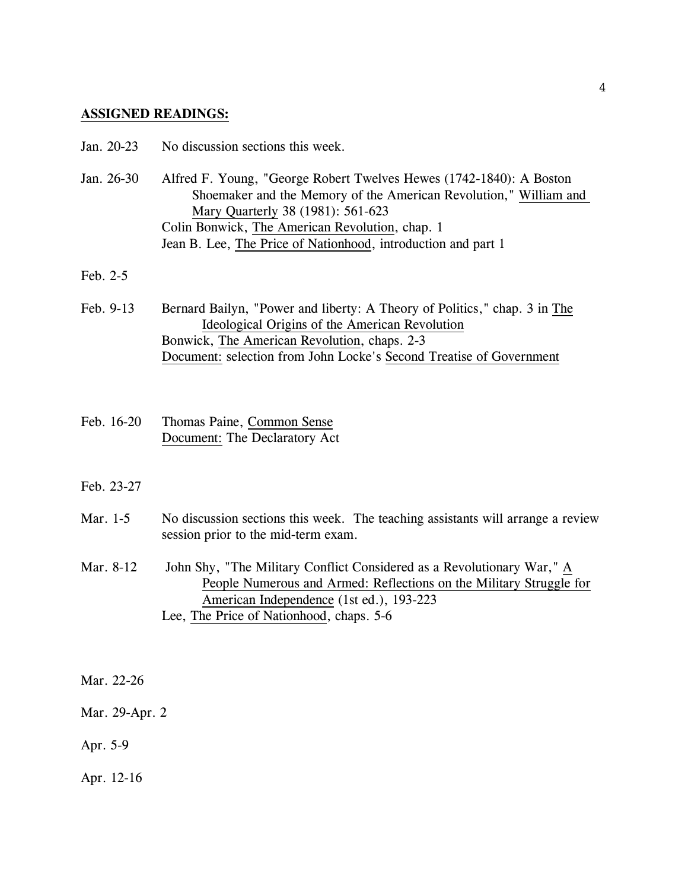**ASSIGNED READINGS:**

Jan. 20-23 No discussion sections this week.

Jan. 26-30 Alfred F. Young, "George Robert Twelves Hewes (1742-1840): A Boston Shoemaker and the Memory of the American Revolution," William and Mary Quarterly 38 (1981): 561-623
Colin Bonwick, The American Revolution, chap. 1
Jean B. Lee, The Price of Nationhood, introduction and part 1

Feb. 2-5

Feb. 9-13 Bernard Bailyn, "Power and liberty: A Theory of Politics," chap. 3 in The Ideological Origins of the American Revolution
Bonwick, The American Revolution, chaps. 2-3
Document: selection from John Locke's Second Treatise of Government

Feb. 16-20 Thomas Paine, Common Sense
Document: The Declaratory Act

Feb. 23-27

Mar. 1-5 No discussion sections this week. The teaching assistants will arrange a review session prior to the mid-term exam.

Mar. 8-12 John Shy, "The Military Conflict Considered as a Revolutionary War," A People Numerous and Armed: Reflections on the Military Struggle for American Independence (1st ed.), 193-223
Lee, The Price of Nationhood, chaps. 5-6

Mar. 22-26

Mar. 29-Apr. 2

Apr. 5-9

Apr. 12-16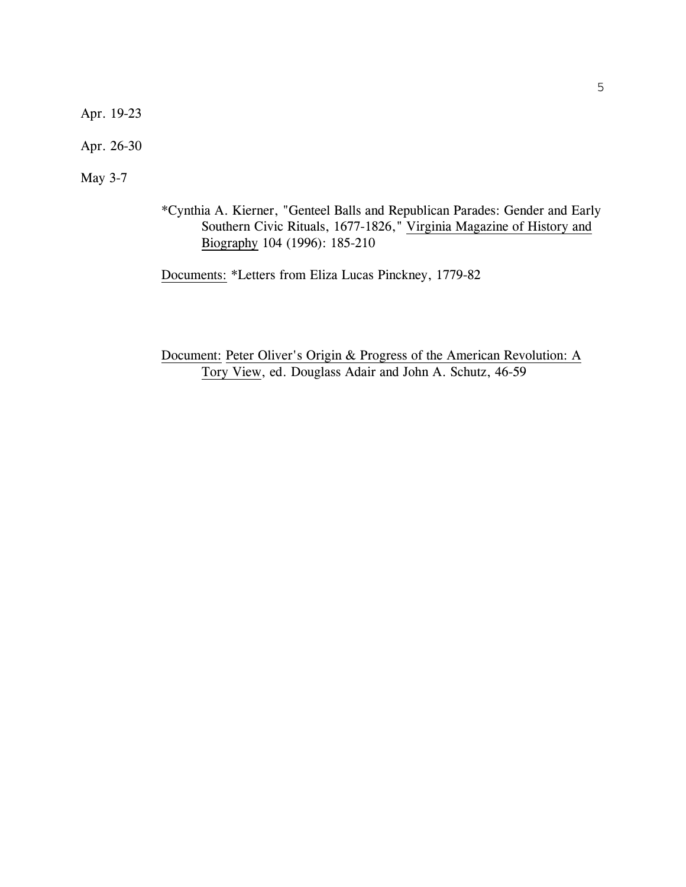Apr. 19-23

Apr. 26-30

May 3-7

*Cynthia A. Kierner, "Genteel Balls and Republican Parades: Gender and Early Southern Civic Rituals, 1677-1826," Virginia Magazine of History and Biography 104 (1996): 185-210

Documents: *Letters from Eliza Lucas Pinckney, 1779-82

Document: Peter Oliver's Origin & Progress of the American Revolution: A Tory View, ed. Douglass Adair and John A. Schutz, 46-59